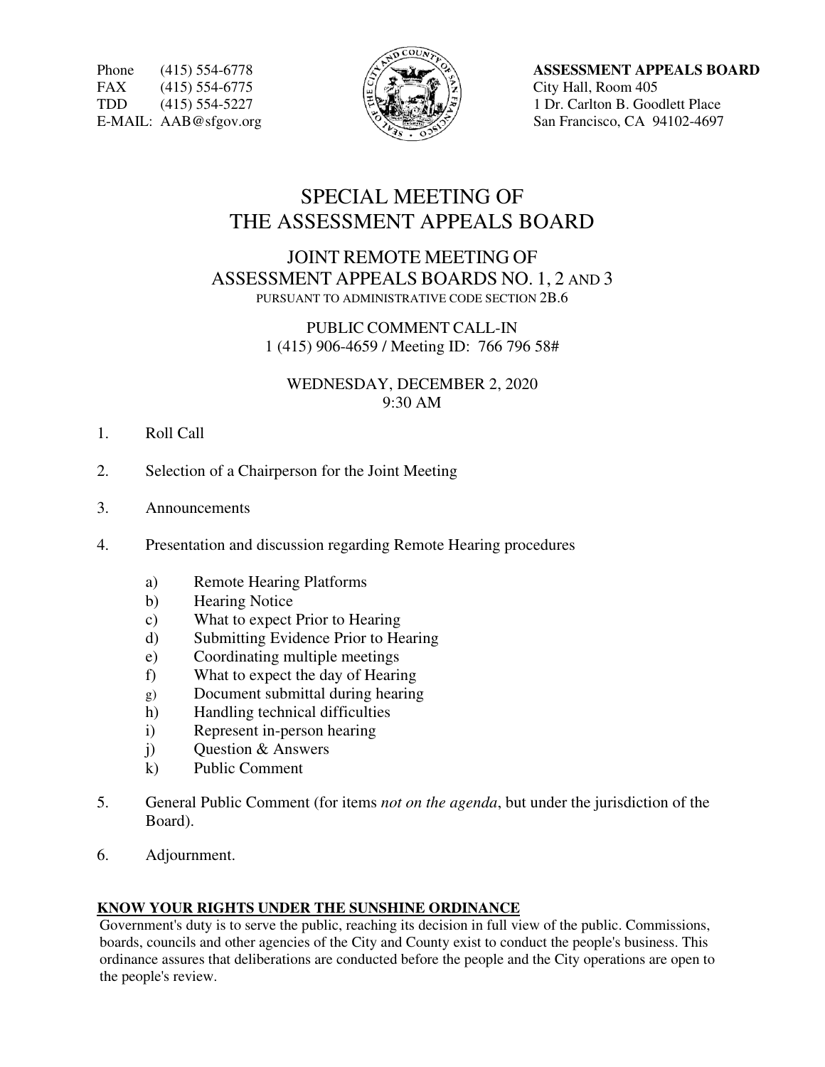Phone (415) 554-6778
FAX (415) 554-6775
TDD (415) 554-5227
E-MAIL: AAB@sfgov.org

**ASSESSMENT APPEALS BOARD**
City Hall, Room 405
1 Dr. Carlton B. Goodlett Place
San Francisco, CA 94102-4697

# SPECIAL MEETING OF THE ASSESSMENT APPEALS BOARD

## JOINT REMOTE MEETING OF ASSESSMENT APPEALS BOARDS NO. 1, 2 AND 3

PURSUANT TO ADMINISTRATIVE CODE SECTION 2B.6

PUBLIC COMMENT CALL-IN
1 (415) 906-4659 / Meeting ID: 766 796 58#

WEDNESDAY, DECEMBER 2, 2020
9:30 AM

1. Roll Call

2. Selection of a Chairperson for the Joint Meeting

3. Announcements

4. Presentation and discussion regarding Remote Hearing procedures

    a) Remote Hearing Platforms
    b) Hearing Notice
    c) What to expect Prior to Hearing
    d) Submitting Evidence Prior to Hearing
    e) Coordinating multiple meetings
    f) What to expect the day of Hearing
    g) Document submittal during hearing
    h) Handling technical difficulties
    i) Represent in-person hearing
    j) Question & Answers
    k) Public Comment

5. General Public Comment (for items *not on the agenda*, but under the jurisdiction of the Board).

6. Adjournment.

**KNOW YOUR RIGHTS UNDER THE SUNSHINE ORDINANCE**

Government's duty is to serve the public, reaching its decision in full view of the public. Commissions, boards, councils and other agencies of the City and County exist to conduct the people's business. This ordinance assures that deliberations are conducted before the people and the City operations are open to the people's review.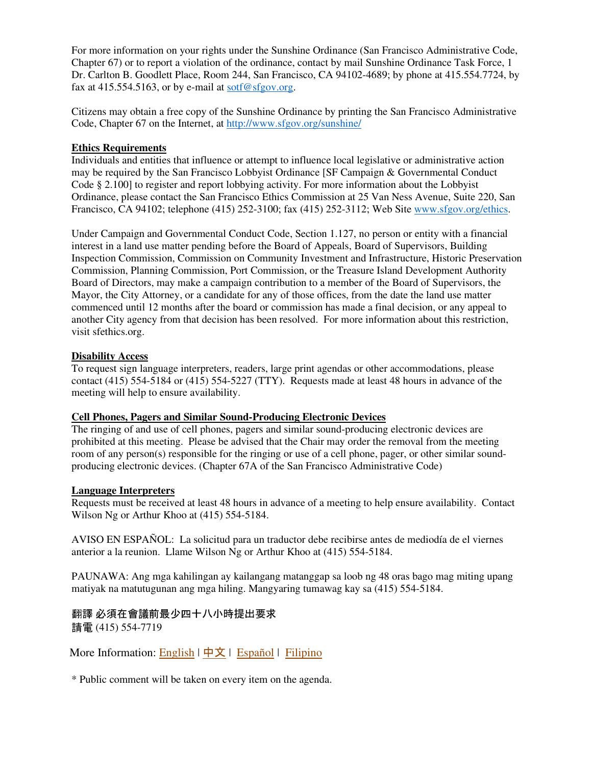For more information on your rights under the Sunshine Ordinance (San Francisco Administrative Code, Chapter 67) or to report a violation of the ordinance, contact by mail Sunshine Ordinance Task Force, 1 Dr. Carlton B. Goodlett Place, Room 244, San Francisco, CA 94102-4689; by phone at 415.554.7724, by fax at 415.554.5163, or by e-mail at sotf@sfgov.org.

Citizens may obtain a free copy of the Sunshine Ordinance by printing the San Francisco Administrative Code, Chapter 67 on the Internet, at http://www.sfgov.org/sunshine/

**Ethics Requirements**

Individuals and entities that influence or attempt to influence local legislative or administrative action may be required by the San Francisco Lobbyist Ordinance [SF Campaign & Governmental Conduct Code § 2.100] to register and report lobbying activity. For more information about the Lobbyist Ordinance, please contact the San Francisco Ethics Commission at 25 Van Ness Avenue, Suite 220, San Francisco, CA 94102; telephone (415) 252-3100; fax (415) 252-3112; Web Site www.sfgov.org/ethics.

Under Campaign and Governmental Conduct Code, Section 1.127, no person or entity with a financial interest in a land use matter pending before the Board of Appeals, Board of Supervisors, Building Inspection Commission, Commission on Community Investment and Infrastructure, Historic Preservation Commission, Planning Commission, Port Commission, or the Treasure Island Development Authority Board of Directors, may make a campaign contribution to a member of the Board of Supervisors, the Mayor, the City Attorney, or a candidate for any of those offices, from the date the land use matter commenced until 12 months after the board or commission has made a final decision, or any appeal to another City agency from that decision has been resolved. For more information about this restriction, visit sfethics.org.

**Disability Access**

To request sign language interpreters, readers, large print agendas or other accommodations, please contact (415) 554-5184 or (415) 554-5227 (TTY). Requests made at least 48 hours in advance of the meeting will help to ensure availability.

**Cell Phones, Pagers and Similar Sound-Producing Electronic Devices**

The ringing of and use of cell phones, pagers and similar sound-producing electronic devices are prohibited at this meeting. Please be advised that the Chair may order the removal from the meeting room of any person(s) responsible for the ringing or use of a cell phone, pager, or other similar sound-producing electronic devices. (Chapter 67A of the San Francisco Administrative Code)

**Language Interpreters**

Requests must be received at least 48 hours in advance of a meeting to help ensure availability. Contact Wilson Ng or Arthur Khoo at (415) 554-5184.

AVISO EN ESPAÑOL: La solicitud para un traductor debe recibirse antes de mediodía de el viernes anterior a la reunion. Llame Wilson Ng or Arthur Khoo at (415) 554-5184.

PAUNAWA: Ang mga kahilingan ay kailangang matanggap sa loob ng 48 oras bago mag miting upang matiyak na matutugunan ang mga hiling. Mangyaring tumawag kay sa (415) 554-5184.

翻譯 必須在會議前最少四十八小時提出要求
請電 (415) 554-7719

More Information: English | 中文 | Español | Filipino

* Public comment will be taken on every item on the agenda.